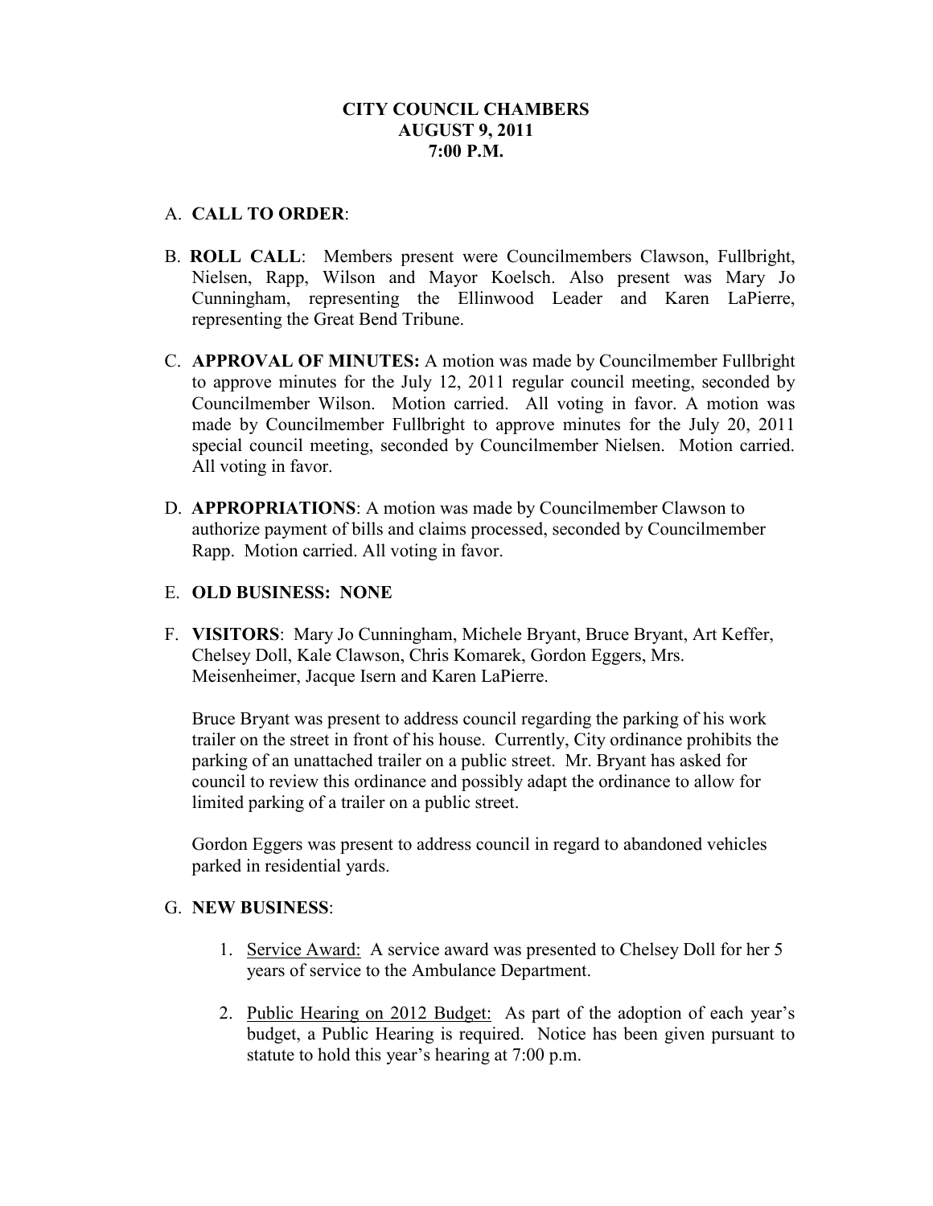**CITY COUNCIL CHAMBERS**
**AUGUST 9, 2011**
**7:00 P.M.**

A. **CALL TO ORDER**:

B. **ROLL CALL**: Members present were Councilmembers Clawson, Fullbright, Nielsen, Rapp, Wilson and Mayor Koelsch. Also present was Mary Jo Cunningham, representing the Ellinwood Leader and Karen LaPierre, representing the Great Bend Tribune.

C. **APPROVAL OF MINUTES:** A motion was made by Councilmember Fullbright to approve minutes for the July 12, 2011 regular council meeting, seconded by Councilmember Wilson. Motion carried. All voting in favor. A motion was made by Councilmember Fullbright to approve minutes for the July 20, 2011 special council meeting, seconded by Councilmember Nielsen. Motion carried. All voting in favor.

D. **APPROPRIATIONS**: A motion was made by Councilmember Clawson to authorize payment of bills and claims processed, seconded by Councilmember Rapp. Motion carried. All voting in favor.

E. **OLD BUSINESS: NONE**

F. **VISITORS**: Mary Jo Cunningham, Michele Bryant, Bruce Bryant, Art Keffer, Chelsey Doll, Kale Clawson, Chris Komarek, Gordon Eggers, Mrs. Meisenheimer, Jacque Isern and Karen LaPierre.

   Bruce Bryant was present to address council regarding the parking of his work trailer on the street in front of his house. Currently, City ordinance prohibits the parking of an unattached trailer on a public street. Mr. Bryant has asked for council to review this ordinance and possibly adapt the ordinance to allow for limited parking of a trailer on a public street.

   Gordon Eggers was present to address council in regard to abandoned vehicles parked in residential yards.

G. **NEW BUSINESS**:

   1. Service Award: A service award was presented to Chelsey Doll for her 5 years of service to the Ambulance Department.

   2. Public Hearing on 2012 Budget: As part of the adoption of each year's budget, a Public Hearing is required. Notice has been given pursuant to statute to hold this year's hearing at 7:00 p.m.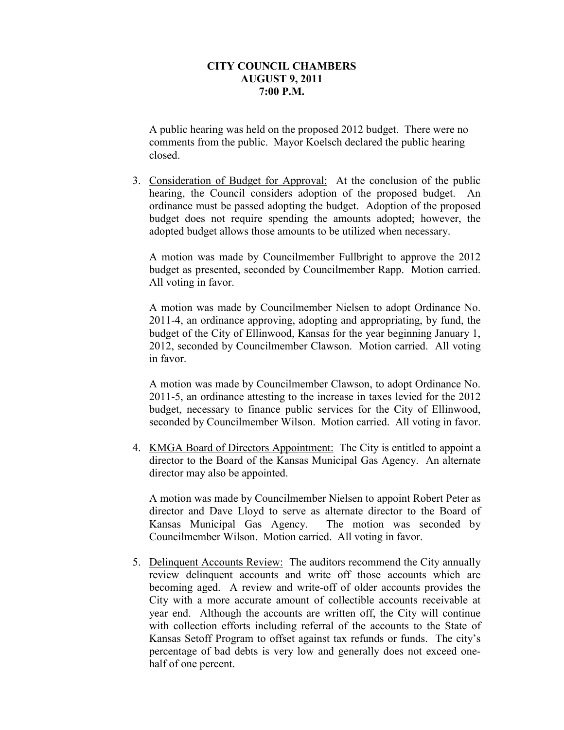**CITY COUNCIL CHAMBERS**
**AUGUST 9, 2011**
**7:00 P.M.**

A public hearing was held on the proposed 2012 budget. There were no comments from the public. Mayor Koelsch declared the public hearing closed.

3. Consideration of Budget for Approval: At the conclusion of the public hearing, the Council considers adoption of the proposed budget. An ordinance must be passed adopting the budget. Adoption of the proposed budget does not require spending the amounts adopted; however, the adopted budget allows those amounts to be utilized when necessary.

   A motion was made by Councilmember Fullbright to approve the 2012 budget as presented, seconded by Councilmember Rapp. Motion carried. All voting in favor.

   A motion was made by Councilmember Nielsen to adopt Ordinance No. 2011-4, an ordinance approving, adopting and appropriating, by fund, the budget of the City of Ellinwood, Kansas for the year beginning January 1, 2012, seconded by Councilmember Clawson. Motion carried. All voting in favor.

   A motion was made by Councilmember Clawson, to adopt Ordinance No. 2011-5, an ordinance attesting to the increase in taxes levied for the 2012 budget, necessary to finance public services for the City of Ellinwood, seconded by Councilmember Wilson. Motion carried. All voting in favor.

4. KMGA Board of Directors Appointment: The City is entitled to appoint a director to the Board of the Kansas Municipal Gas Agency. An alternate director may also be appointed.

   A motion was made by Councilmember Nielsen to appoint Robert Peter as director and Dave Lloyd to serve as alternate director to the Board of Kansas Municipal Gas Agency. The motion was seconded by Councilmember Wilson. Motion carried. All voting in favor.

5. Delinquent Accounts Review: The auditors recommend the City annually review delinquent accounts and write off those accounts which are becoming aged. A review and write-off of older accounts provides the City with a more accurate amount of collectible accounts receivable at year end. Although the accounts are written off, the City will continue with collection efforts including referral of the accounts to the State of Kansas Setoff Program to offset against tax refunds or funds. The city's percentage of bad debts is very low and generally does not exceed one-half of one percent.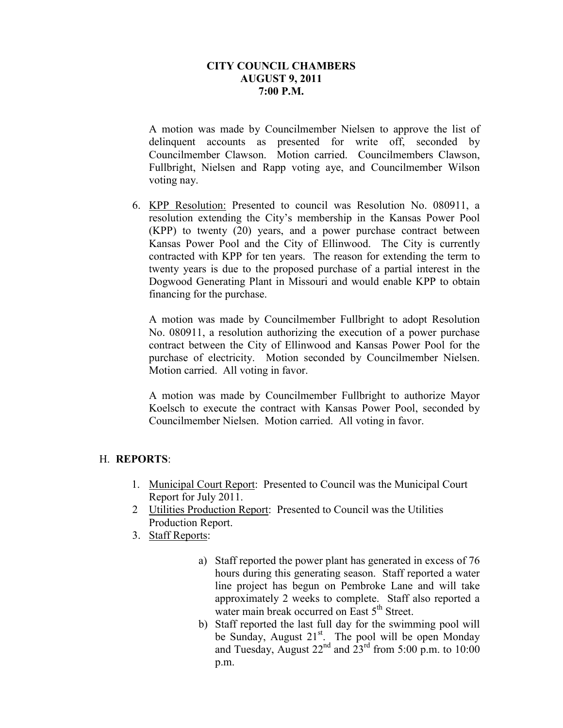**CITY COUNCIL CHAMBERS**
**AUGUST 9, 2011**
**7:00 P.M.**

A motion was made by Councilmember Nielsen to approve the list of delinquent accounts as presented for write off, seconded by Councilmember Clawson. Motion carried. Councilmembers Clawson, Fullbright, Nielsen and Rapp voting aye, and Councilmember Wilson voting nay.

6. KPP Resolution: Presented to council was Resolution No. 080911, a resolution extending the City's membership in the Kansas Power Pool (KPP) to twenty (20) years, and a power purchase contract between Kansas Power Pool and the City of Ellinwood. The City is currently contracted with KPP for ten years. The reason for extending the term to twenty years is due to the proposed purchase of a partial interest in the Dogwood Generating Plant in Missouri and would enable KPP to obtain financing for the purchase.

   A motion was made by Councilmember Fullbright to adopt Resolution No. 080911, a resolution authorizing the execution of a power purchase contract between the City of Ellinwood and Kansas Power Pool for the purchase of electricity. Motion seconded by Councilmember Nielsen. Motion carried. All voting in favor.

   A motion was made by Councilmember Fullbright to authorize Mayor Koelsch to execute the contract with Kansas Power Pool, seconded by Councilmember Nielsen. Motion carried. All voting in favor.

## H. **REPORTS**:

1. Municipal Court Report: Presented to Council was the Municipal Court Report for July 2011.
2. Utilities Production Report: Presented to Council was the Utilities Production Report.
3. Staff Reports:

   a) Staff reported the power plant has generated in excess of 76 hours during this generating season. Staff reported a water line project has begun on Pembroke Lane and will take approximately 2 weeks to complete. Staff also reported a water main break occurred on East 5th Street.
   b) Staff reported the last full day for the swimming pool will be Sunday, August 21st. The pool will be open Monday and Tuesday, August 22nd and 23rd from 5:00 p.m. to 10:00 p.m.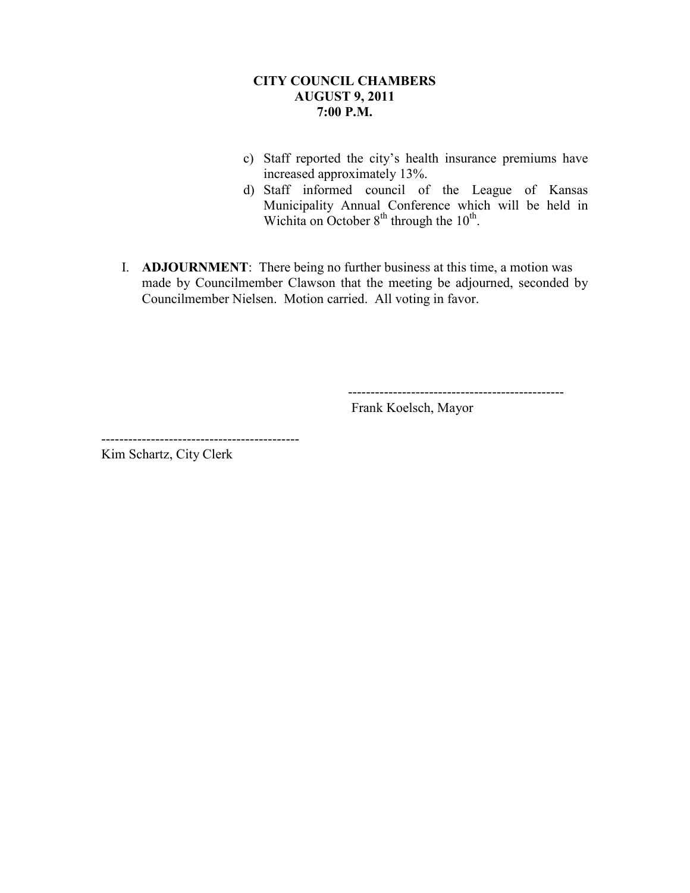**CITY COUNCIL CHAMBERS**
**AUGUST 9, 2011**
**7:00 P.M.**

c) Staff reported the city's health insurance premiums have increased approximately 13%.

d) Staff informed council of the League of Kansas Municipality Annual Conference which will be held in Wichita on October 8th through the 10th.

I. **ADJOURNMENT**: There being no further business at this time, a motion was made by Councilmember Clawson that the meeting be adjourned, seconded by Councilmember Nielsen. Motion carried. All voting in favor.

-----------------------------------------------
Frank Koelsch, Mayor

-------------------------------------------
Kim Schartz, City Clerk